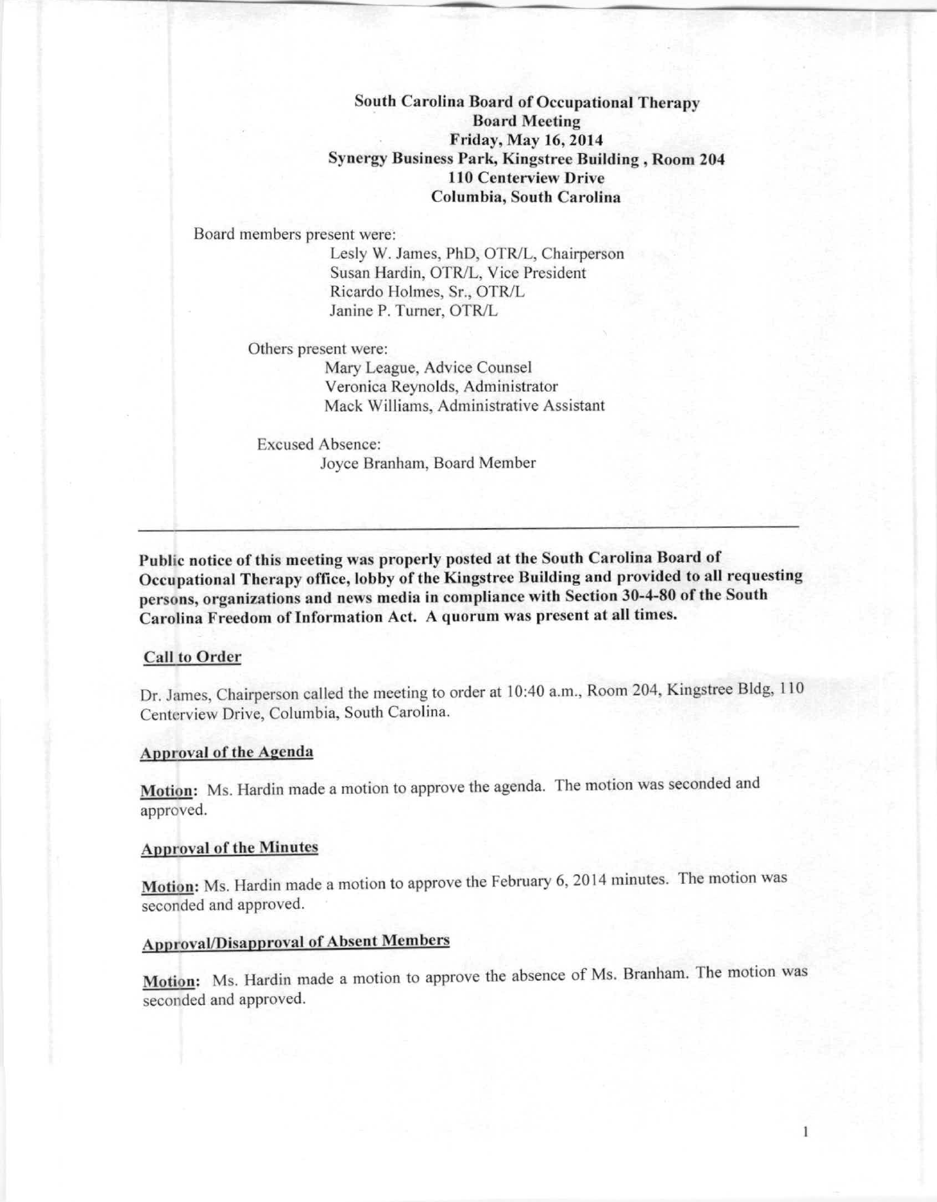**South Carolina Board of Occupational Therapy**
**Board Meeting**
**Friday, May 16, 2014**
**Synergy Business Park, Kingstree Building , Room 204**
**110 Centerview Drive**
**Columbia, South Carolina**

Board members present were:

Lesly W. James, PhD, OTR/L, Chairperson
Susan Hardin, OTR/L, Vice President
Ricardo Holmes, Sr., OTR/L
Janine P. Turner, OTR/L

Others present were:

Mary League, Advice Counsel
Veronica Reynolds, Administrator
Mack Williams, Administrative Assistant

Excused Absence:

Joyce Branham, Board Member

---

**Public notice of this meeting was properly posted at the South Carolina Board of Occupational Therapy office, lobby of the Kingstree Building and provided to all requesting persons, organizations and news media in compliance with Section 30-4-80 of the South Carolina Freedom of Information Act. A quorum was present at all times.**

**Call to Order**

Dr. James, Chairperson called the meeting to order at 10:40 a.m., Room 204, Kingstree Bldg, 110 Centerview Drive, Columbia, South Carolina.

**Approval of the Agenda**

**Motion:** Ms. Hardin made a motion to approve the agenda. The motion was seconded and approved.

**Approval of the Minutes**

**Motion:** Ms. Hardin made a motion to approve the February 6, 2014 minutes. The motion was seconded and approved.

**Approval/Disapproval of Absent Members**

**Motion:** Ms. Hardin made a motion to approve the absence of Ms. Branham. The motion was seconded and approved.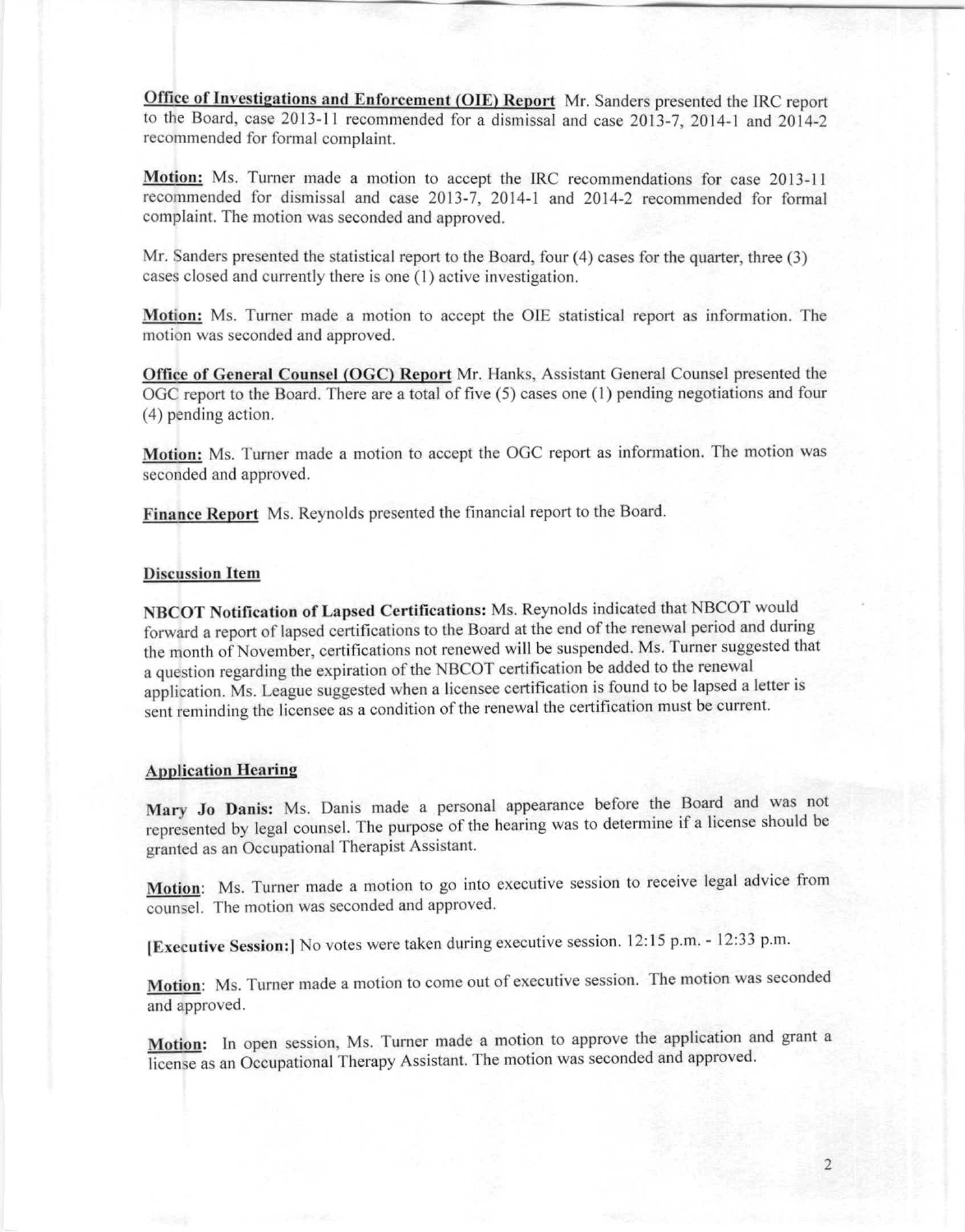**Office of Investigations and Enforcement (OIE) Report** Mr. Sanders presented the IRC report to the Board, case 2013-11 recommended for a dismissal and case 2013-7, 2014-1 and 2014-2 recommended for formal complaint.

**Motion:** Ms. Turner made a motion to accept the IRC recommendations for case 2013-11 recommended for dismissal and case 2013-7, 2014-1 and 2014-2 recommended for formal complaint. The motion was seconded and approved.

Mr. Sanders presented the statistical report to the Board, four (4) cases for the quarter, three (3) cases closed and currently there is one (1) active investigation.

**Motion:** Ms. Turner made a motion to accept the OIE statistical report as information. The motion was seconded and approved.

**Office of General Counsel (OGC) Report** Mr. Hanks, Assistant General Counsel presented the OGC report to the Board. There are a total of five (5) cases one (1) pending negotiations and four (4) pending action.

**Motion:** Ms. Turner made a motion to accept the OGC report as information. The motion was seconded and approved.

**Finance Report** Ms. Reynolds presented the financial report to the Board.

**Discussion Item**

**NBCOT Notification of Lapsed Certifications:** Ms. Reynolds indicated that NBCOT would forward a report of lapsed certifications to the Board at the end of the renewal period and during the month of November, certifications not renewed will be suspended. Ms. Turner suggested that a question regarding the expiration of the NBCOT certification be added to the renewal application. Ms. League suggested when a licensee certification is found to be lapsed a letter is sent reminding the licensee as a condition of the renewal the certification must be current.

**Application Hearing**

**Mary Jo Danis:** Ms. Danis made a personal appearance before the Board and was not represented by legal counsel. The purpose of the hearing was to determine if a license should be granted as an Occupational Therapist Assistant.

**Motion**: Ms. Turner made a motion to go into executive session to receive legal advice from counsel. The motion was seconded and approved.

**[Executive Session:]** No votes were taken during executive session. 12:15 p.m. - 12:33 p.m.

**Motion**: Ms. Turner made a motion to come out of executive session. The motion was seconded and approved.

**Motion:** In open session, Ms. Turner made a motion to approve the application and grant a license as an Occupational Therapy Assistant. The motion was seconded and approved.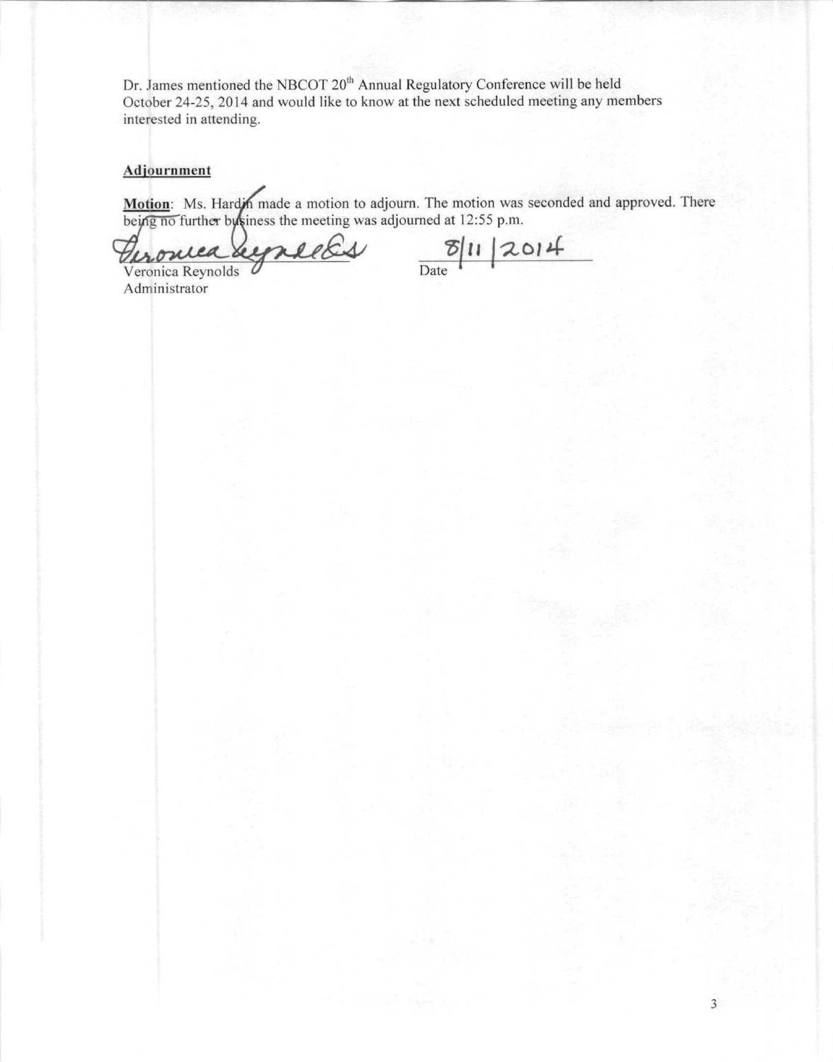Dr. James mentioned the NBCOT 20th Annual Regulatory Conference will be held October 24-25, 2014 and would like to know at the next scheduled meeting any members interested in attending.

**Adjournment**

**Motion**: Ms. Hardin made a motion to adjourn. The motion was seconded and approved. There being no further business the meeting was adjourned at 12:55 p.m.

Veronica Reynolds
Administrator

8/11/2014
Date